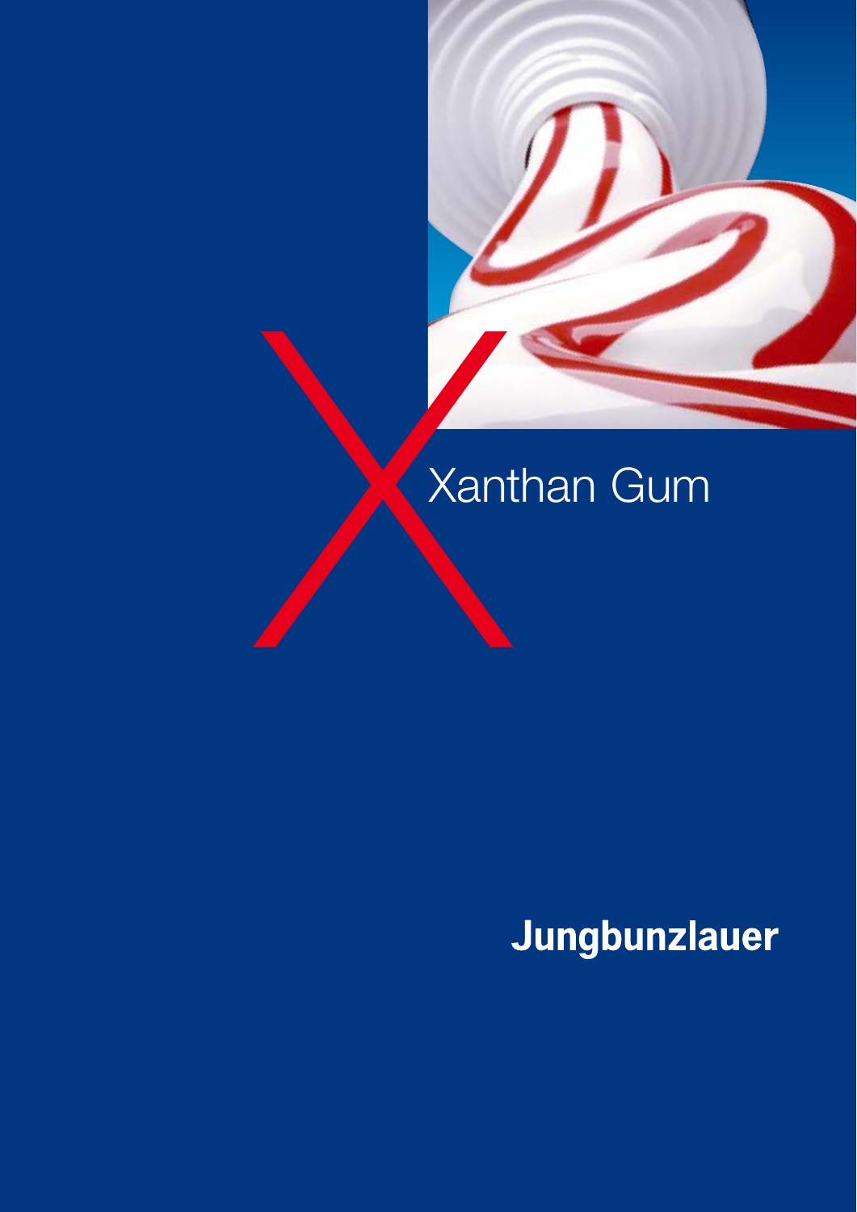# Xanthan Gum

**Jungbunzlauer**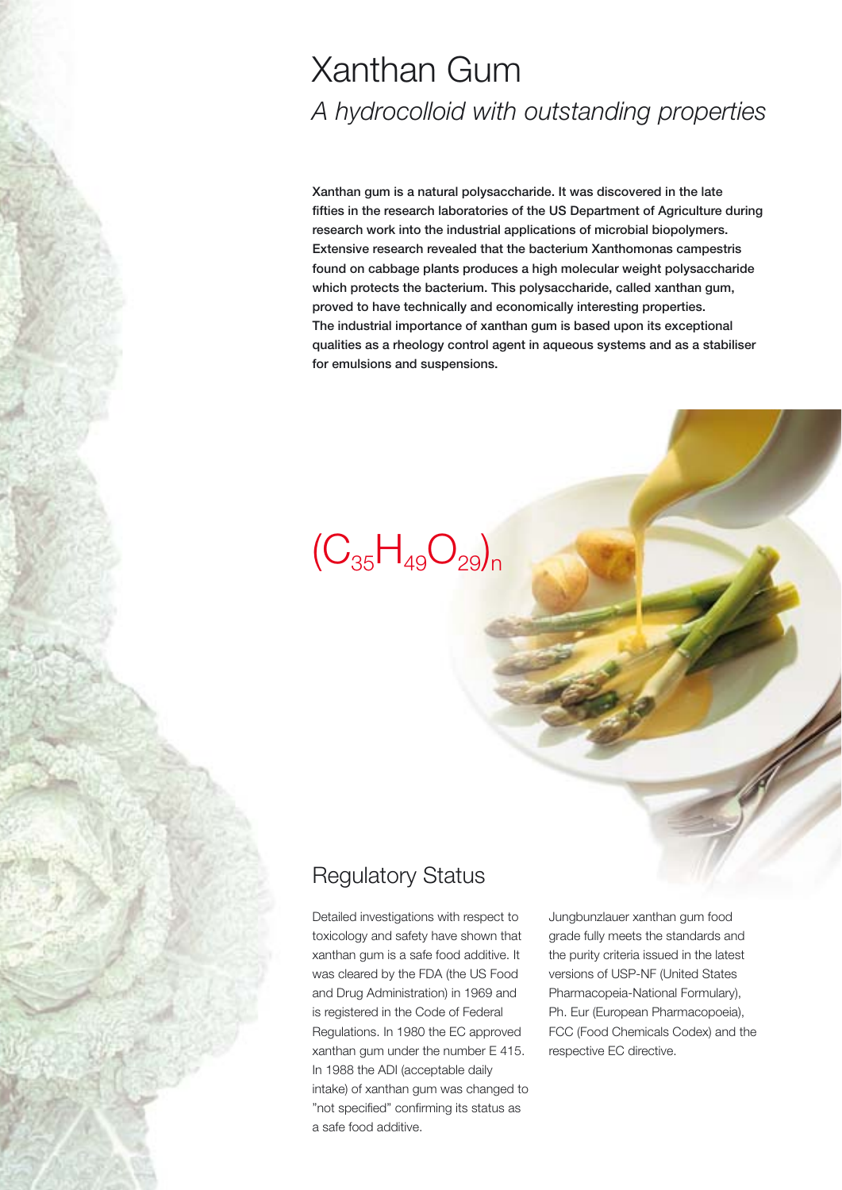# Xanthan Gum

*A hydrocolloid with outstanding properties*

**Xanthan gum is a natural polysaccharide. It was discovered in the late fifties in the research laboratories of the US Department of Agriculture during research work into the industrial applications of microbial biopolymers. Extensive research revealed that the bacterium Xanthomonas campestris found on cabbage plants produces a high molecular weight polysaccharide which protects the bacterium. This polysaccharide, called xanthan gum, proved to have technically and economically interesting properties. The industrial importance of xanthan gum is based upon its exceptional qualities as a rheology control agent in aqueous systems and as a stabiliser for emulsions and suspensions.**

$(C_{35}H_{49}O_{29})_n$

## Regulatory Status

Detailed investigations with respect to toxicology and safety have shown that xanthan gum is a safe food additive. It was cleared by the FDA (the US Food and Drug Administration) in 1969 and is registered in the Code of Federal Regulations. In 1980 the EC approved xanthan gum under the number E 415. In 1988 the ADI (acceptable daily intake) of xanthan gum was changed to "not specified" confirming its status as a safe food additive.

Jungbunzlauer xanthan gum food grade fully meets the standards and the purity criteria issued in the latest versions of USP-NF (United States Pharmacopeia-National Formulary), Ph. Eur (European Pharmacopoeia), FCC (Food Chemicals Codex) and the respective EC directive.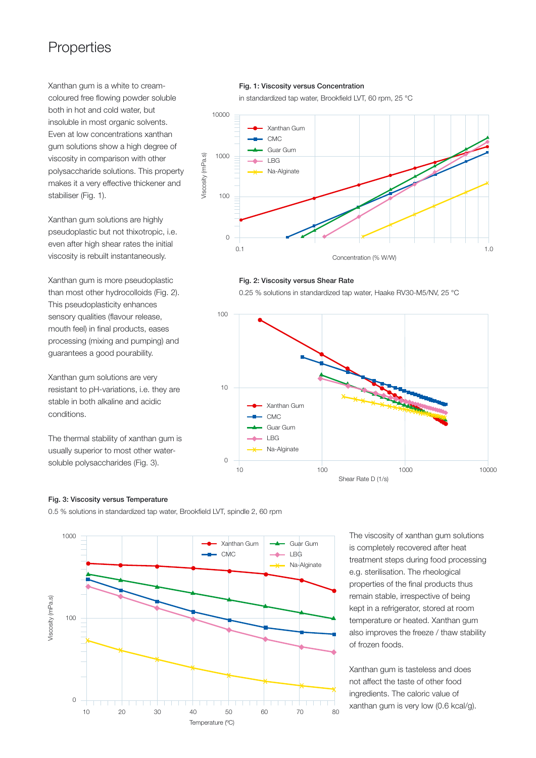# Properties

Xanthan gum is a white to cream-coloured free flowing powder soluble both in hot and cold water, but insoluble in most organic solvents. Even at low concentrations xanthan gum solutions show a high degree of viscosity in comparison with other polysaccharide solutions. This property makes it a very effective thickener and stabiliser (Fig. 1).

Xanthan gum solutions are highly pseudoplastic but not thixotropic, i.e. even after high shear rates the initial viscosity is rebuilt instantaneously.

Xanthan gum is more pseudoplastic than most other hydrocolloids (Fig. 2). This pseudoplasticity enhances sensory qualities (flavour release, mouth feel) in final products, eases processing (mixing and pumping) and guarantees a good pourability.

Xanthan gum solutions are very resistant to pH-variations, i.e. they are stable in both alkaline and acidic conditions.

The thermal stability of xanthan gum is usually superior to most other water-soluble polysaccharides (Fig. 3).

**Fig. 1: Viscosity versus Concentration**

in standardized tap water, Brookfield LVT, 60 rpm, 25 °C

**Fig. 2: Viscosity versus Shear Rate**

0.25 % solutions in standardized tap water, Haake RV30-M5/NV, 25 °C

**Fig. 3: Viscosity versus Temperature**

0.5 % solutions in standardized tap water, Brookfield LVT, spindle 2, 60 rpm

The viscosity of xanthan gum solutions is completely recovered after heat treatment steps during food processing e.g. sterilisation. The rheological properties of the final products thus remain stable, irrespective of being kept in a refrigerator, stored at room temperature or heated. Xanthan gum also improves the freeze / thaw stability of frozen foods.

Xanthan gum is tasteless and does not affect the taste of other food ingredients. The caloric value of xanthan gum is very low (0.6 kcal/g).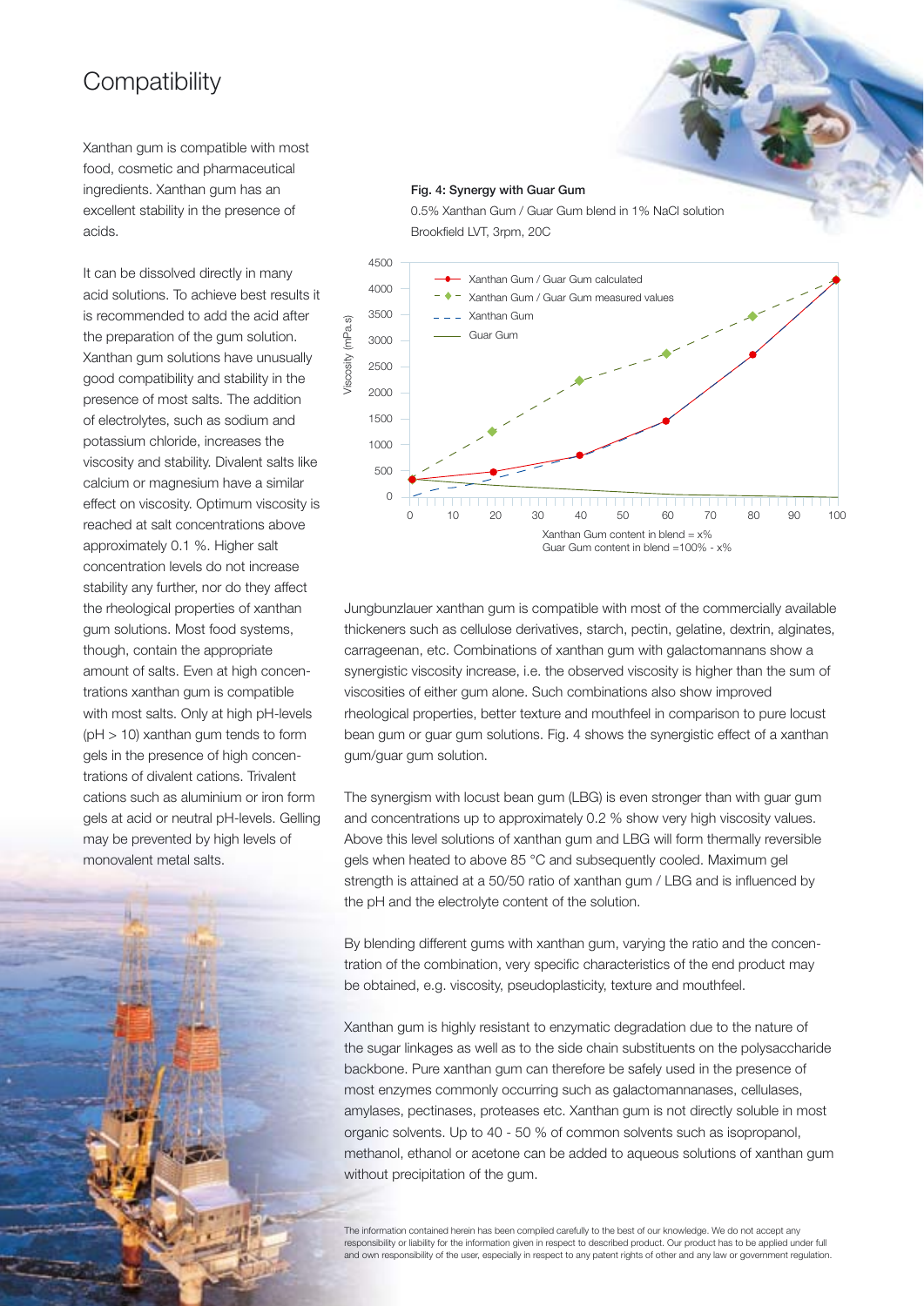# Compatibility

Xanthan gum is compatible with most food, cosmetic and pharmaceutical ingredients. Xanthan gum has an excellent stability in the presence of acids.

It can be dissolved directly in many acid solutions. To achieve best results it is recommended to add the acid after the preparation of the gum solution. Xanthan gum solutions have unusually good compatibility and stability in the presence of most salts. The addition of electrolytes, such as sodium and potassium chloride, increases the viscosity and stability. Divalent salts like calcium or magnesium have a similar effect on viscosity. Optimum viscosity is reached at salt concentrations above approximately 0.1 %. Higher salt concentration levels do not increase stability any further, nor do they affect the rheological properties of xanthan gum solutions. Most food systems, though, contain the appropriate amount of salts. Even at high concentrations xanthan gum is compatible with most salts. Only at high pH-levels (pH > 10) xanthan gum tends to form gels in the presence of high concentrations of divalent cations. Trivalent cations such as aluminium or iron form gels at acid or neutral pH-levels. Gelling may be prevented by high levels of monovalent metal salts.

**Fig. 4: Synergy with Guar Gum**

0.5% Xanthan Gum / Guar Gum blend in 1% NaCl solution
Brookfield LVT, 3rpm, 20C

Jungbunzlauer xanthan gum is compatible with most of the commercially available thickeners such as cellulose derivatives, starch, pectin, gelatine, dextrin, alginates, carrageenan, etc. Combinations of xanthan gum with galactomannans show a synergistic viscosity increase, i.e. the observed viscosity is higher than the sum of viscosities of either gum alone. Such combinations also show improved rheological properties, better texture and mouthfeel in comparison to pure locust bean gum or guar gum solutions. Fig. 4 shows the synergistic effect of a xanthan gum/guar gum solution.

The synergism with locust bean gum (LBG) is even stronger than with guar gum and concentrations up to approximately 0.2 % show very high viscosity values. Above this level solutions of xanthan gum and LBG will form thermally reversible gels when heated to above 85 °C and subsequently cooled. Maximum gel strength is attained at a 50/50 ratio of xanthan gum / LBG and is influenced by the pH and the electrolyte content of the solution.

By blending different gums with xanthan gum, varying the ratio and the concentration of the combination, very specific characteristics of the end product may be obtained, e.g. viscosity, pseudoplasticity, texture and mouthfeel.

Xanthan gum is highly resistant to enzymatic degradation due to the nature of the sugar linkages as well as to the side chain substituents on the polysaccharide backbone. Pure xanthan gum can therefore be safely used in the presence of most enzymes commonly occurring such as galactomannanases, cellulases, amylases, pectinases, proteases etc. Xanthan gum is not directly soluble in most organic solvents. Up to 40 - 50 % of common solvents such as isopropanol, methanol, ethanol or acetone can be added to aqueous solutions of xanthan gum without precipitation of the gum.

The information contained herein has been compiled carefully to the best of our knowledge. We do not accept any responsibility or liability for the information given in respect to described product. Our product has to be applied under full and own responsibility of the user, especially in respect to any patent rights of other and any law or government regulation.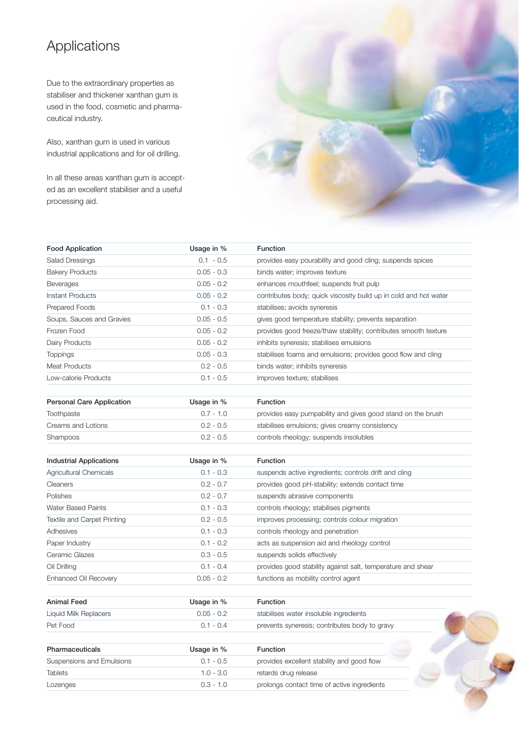# Applications

Due to the extraordinary properties as stabiliser and thickener xanthan gum is used in the food, cosmetic and pharmaceutical industry.

Also, xanthan gum is used in various industrial applications and for oil drilling.

In all these areas xanthan gum is accepted as an excellent stabiliser and a useful processing aid.

| Food Application | Usage in % | Function |
|---|---|---|
| Salad Dressings | 0.1 - 0.5 | provides easy pourability and good cling; suspends spices |
| Bakery Products | 0.05 - 0.3 | binds water; improves texture |
| Beverages | 0.05 - 0.2 | enhances mouthfeel; suspends fruit pulp |
| Instant Products | 0.05 - 0.2 | contributes body; quick viscosity build up in cold and hot water |
| Prepared Foods | 0.1 - 0.3 | stabilises; avoids syneresis |
| Soups, Sauces and Gravies | 0.05 - 0.5 | gives good temperature stability; prevents separation |
| Frozen Food | 0.05 - 0.2 | provides good freeze/thaw stability; contributes smooth texture |
| Dairy Products | 0.05 - 0.2 | inhibits syneresis; stabilises emulsions |
| Toppings | 0.05 - 0.3 | stabilises foams and emulsions; provides good flow and cling |
| Meat Products | 0.2 - 0.5 | binds water; inhibits syneresis |
| Low-calorie Products | 0.1 - 0.5 | improves texture; stabilises |

| Personal Care Application | Usage in % | Function |
|---|---|---|
| Toothpaste | 0.7 - 1.0 | provides easy pumpability and gives good stand on the brush |
| Creams and Lotions | 0.2 - 0.5 | stabilises emulsions; gives creamy consistency |
| Shampoos | 0.2 - 0.5 | controls rheology; suspends insolubles |

| Industrial Applications | Usage in % | Function |
|---|---|---|
| Agricultural Chemicals | 0.1 - 0.3 | suspends active ingredients; controls drift and cling |
| Cleaners | 0.2 - 0.7 | provides good pH-stability; extends contact time |
| Polishes | 0.2 - 0.7 | suspends abrasive components |
| Water Based Paints | 0.1 - 0.3 | controls rheology; stabilises pigments |
| Textile and Carpet Printing | 0.2 - 0.5 | improves processing; controls colour migration |
| Adhesives | 0.1 - 0.3 | controls rheology and penetration |
| Paper Industry | 0.1 - 0.2 | acts as suspension aid and rheology control |
| Ceramic Glazes | 0.3 - 0.5 | suspends solids effectively |
| Oil Drilling | 0.1 - 0.4 | provides good stability against salt, temperature and shear |
| Enhanced Oil Recovery | 0.05 - 0.2 | functions as mobility control agent |

| Animal Feed | Usage in % | Function |
|---|---|---|
| Liquid Milk Replacers | 0.05 - 0.2 | stabilises water insoluble ingredients |
| Pet Food | 0.1 - 0.4 | prevents syneresis; contributes body to gravy |

| Pharmaceuticals | Usage in % | Function |
|---|---|---|
| Suspensions and Emulsions | 0.1 - 0.5 | provides excellent stability and good flow |
| Tablets | 1.0 - 3.0 | retards drug release |
| Lozenges | 0.3 - 1.0 | prolongs contact time of active ingredients |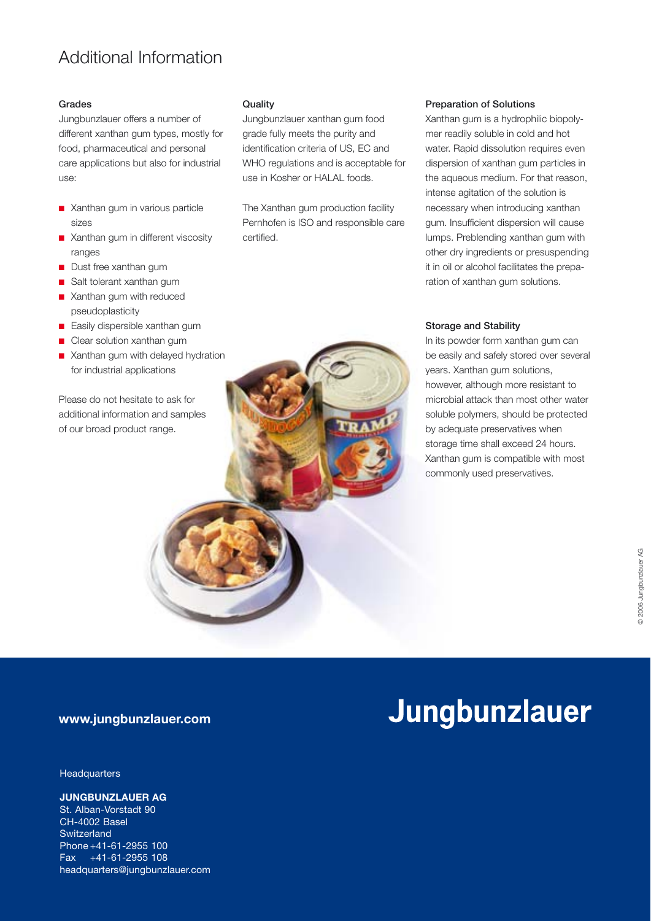# Additional Information

### Grades

Jungbunzlauer offers a number of different xanthan gum types, mostly for food, pharmaceutical and personal care applications but also for industrial use:

- Xanthan gum in various particle sizes
- Xanthan gum in different viscosity ranges
- Dust free xanthan gum
- Salt tolerant xanthan gum
- Xanthan gum with reduced pseudoplasticity
- Easily dispersible xanthan gum
- Clear solution xanthan gum
- Xanthan gum with delayed hydration for industrial applications

Please do not hesitate to ask for additional information and samples of our broad product range.

### Quality

Jungbunzlauer xanthan gum food grade fully meets the purity and identification criteria of US, EC and WHO regulations and is acceptable for use in Kosher or HALAL foods.

The Xanthan gum production facility Pernhofen is ISO and responsible care certified.

### Preparation of Solutions

Xanthan gum is a hydrophilic biopolymer readily soluble in cold and hot water. Rapid dissolution requires even dispersion of xanthan gum particles in the aqueous medium. For that reason, intense agitation of the solution is necessary when introducing xanthan gum. Insufficient dispersion will cause lumps. Preblending xanthan gum with other dry ingredients or presuspending it in oil or alcohol facilitates the preparation of xanthan gum solutions.

### Storage and Stability

In its powder form xanthan gum can be easily and safely stored over several years. Xanthan gum solutions, however, although more resistant to microbial attack than most other water soluble polymers, should be protected by adequate preservatives when storage time shall exceed 24 hours. Xanthan gum is compatible with most commonly used preservatives.

© 2006 Jungbunzlauer AG

**www.jungbunzlauer.com**

**Jungbunzlauer**

Headquarters

**JUNGBUNZLAUER AG**
St. Alban-Vorstadt 90
CH-4002 Basel
Switzerland
Phone +41-61-2955 100
Fax +41-61-2955 108
headquarters@jungbunzlauer.com